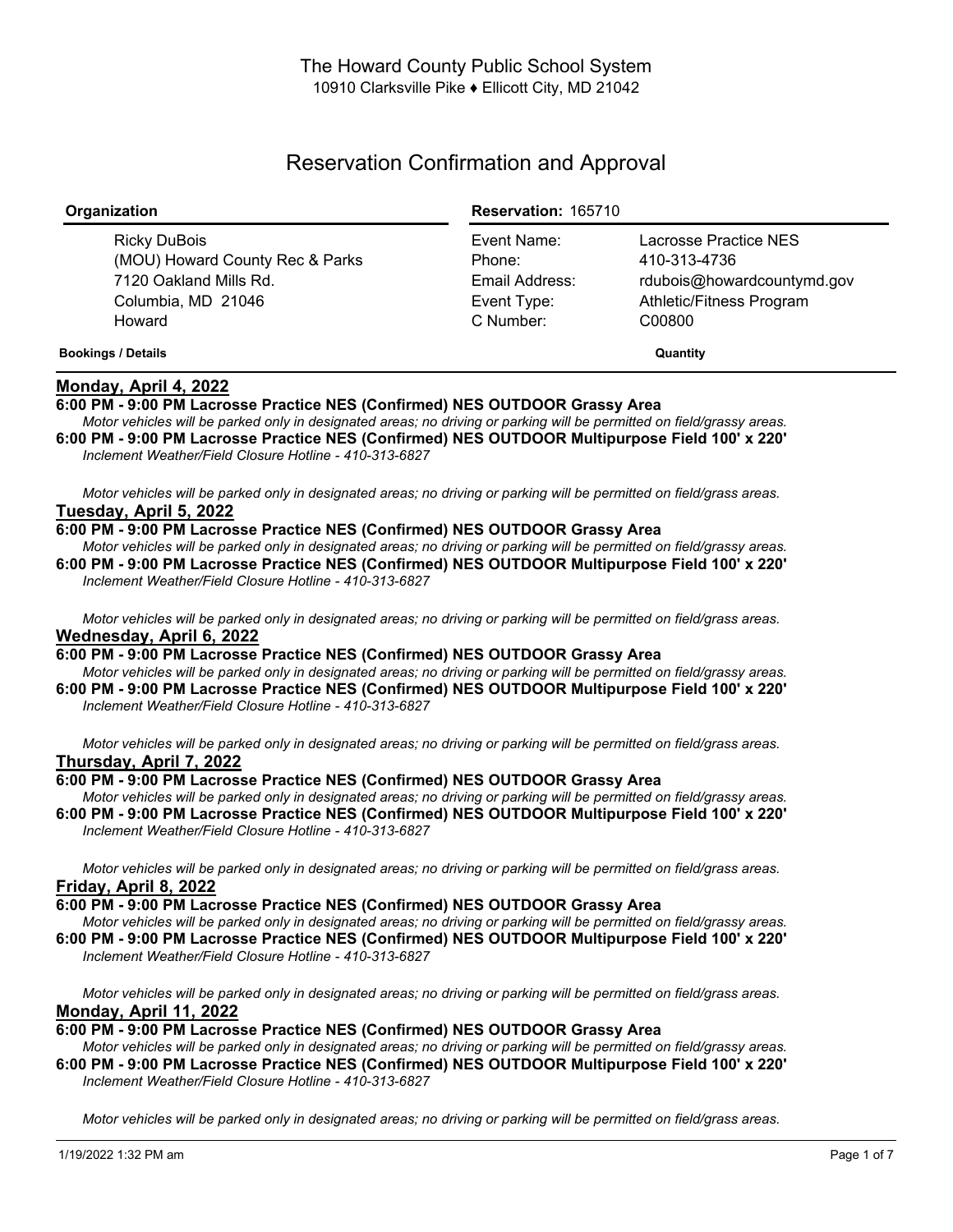# The Howard County Public School System

10910 Clarksville Pike ♦ Ellicott City, MD 21042

## Reservation Confirmation and Approval

| Organization | Reservation: 165710 | |
|---|---|---|
| Ricky DuBois | Event Name: | Lacrosse Practice NES |
| (MOU) Howard County Rec & Parks | Phone: | 410-313-4736 |
| 7120 Oakland Mills Rd. | Email Address: | rdubois@howardcountymd.gov |
| Columbia, MD 21046 | Event Type: | Athletic/Fitness Program |
| Howard | C Number: | C00800 |

**Bookings / Details** **Quantity**

### Monday, April 4, 2022

**6:00 PM - 9:00 PM Lacrosse Practice NES (Confirmed) NES OUTDOOR Grassy Area**

*Motor vehicles will be parked only in designated areas; no driving or parking will be permitted on field/grassy areas.*

**6:00 PM - 9:00 PM Lacrosse Practice NES (Confirmed) NES OUTDOOR Multipurpose Field 100' x 220'**

*Inclement Weather/Field Closure Hotline - 410-313-6827*

*Motor vehicles will be parked only in designated areas; no driving or parking will be permitted on field/grass areas.*

### Tuesday, April 5, 2022

**6:00 PM - 9:00 PM Lacrosse Practice NES (Confirmed) NES OUTDOOR Grassy Area**

*Motor vehicles will be parked only in designated areas; no driving or parking will be permitted on field/grassy areas.*

**6:00 PM - 9:00 PM Lacrosse Practice NES (Confirmed) NES OUTDOOR Multipurpose Field 100' x 220'**

*Inclement Weather/Field Closure Hotline - 410-313-6827*

*Motor vehicles will be parked only in designated areas; no driving or parking will be permitted on field/grass areas.*

### Wednesday, April 6, 2022

**6:00 PM - 9:00 PM Lacrosse Practice NES (Confirmed) NES OUTDOOR Grassy Area**

*Motor vehicles will be parked only in designated areas; no driving or parking will be permitted on field/grassy areas.*

**6:00 PM - 9:00 PM Lacrosse Practice NES (Confirmed) NES OUTDOOR Multipurpose Field 100' x 220'**

*Inclement Weather/Field Closure Hotline - 410-313-6827*

*Motor vehicles will be parked only in designated areas; no driving or parking will be permitted on field/grass areas.*

### Thursday, April 7, 2022

**6:00 PM - 9:00 PM Lacrosse Practice NES (Confirmed) NES OUTDOOR Grassy Area**

*Motor vehicles will be parked only in designated areas; no driving or parking will be permitted on field/grassy areas.*

**6:00 PM - 9:00 PM Lacrosse Practice NES (Confirmed) NES OUTDOOR Multipurpose Field 100' x 220'**

*Inclement Weather/Field Closure Hotline - 410-313-6827*

*Motor vehicles will be parked only in designated areas; no driving or parking will be permitted on field/grass areas.*

### Friday, April 8, 2022

**6:00 PM - 9:00 PM Lacrosse Practice NES (Confirmed) NES OUTDOOR Grassy Area**

*Motor vehicles will be parked only in designated areas; no driving or parking will be permitted on field/grassy areas.*

**6:00 PM - 9:00 PM Lacrosse Practice NES (Confirmed) NES OUTDOOR Multipurpose Field 100' x 220'**

*Inclement Weather/Field Closure Hotline - 410-313-6827*

*Motor vehicles will be parked only in designated areas; no driving or parking will be permitted on field/grass areas.*

### Monday, April 11, 2022

**6:00 PM - 9:00 PM Lacrosse Practice NES (Confirmed) NES OUTDOOR Grassy Area**

*Motor vehicles will be parked only in designated areas; no driving or parking will be permitted on field/grassy areas.*

**6:00 PM - 9:00 PM Lacrosse Practice NES (Confirmed) NES OUTDOOR Multipurpose Field 100' x 220'**

*Inclement Weather/Field Closure Hotline - 410-313-6827*

*Motor vehicles will be parked only in designated areas; no driving or parking will be permitted on field/grass areas.*

1/19/2022 1:32 PM am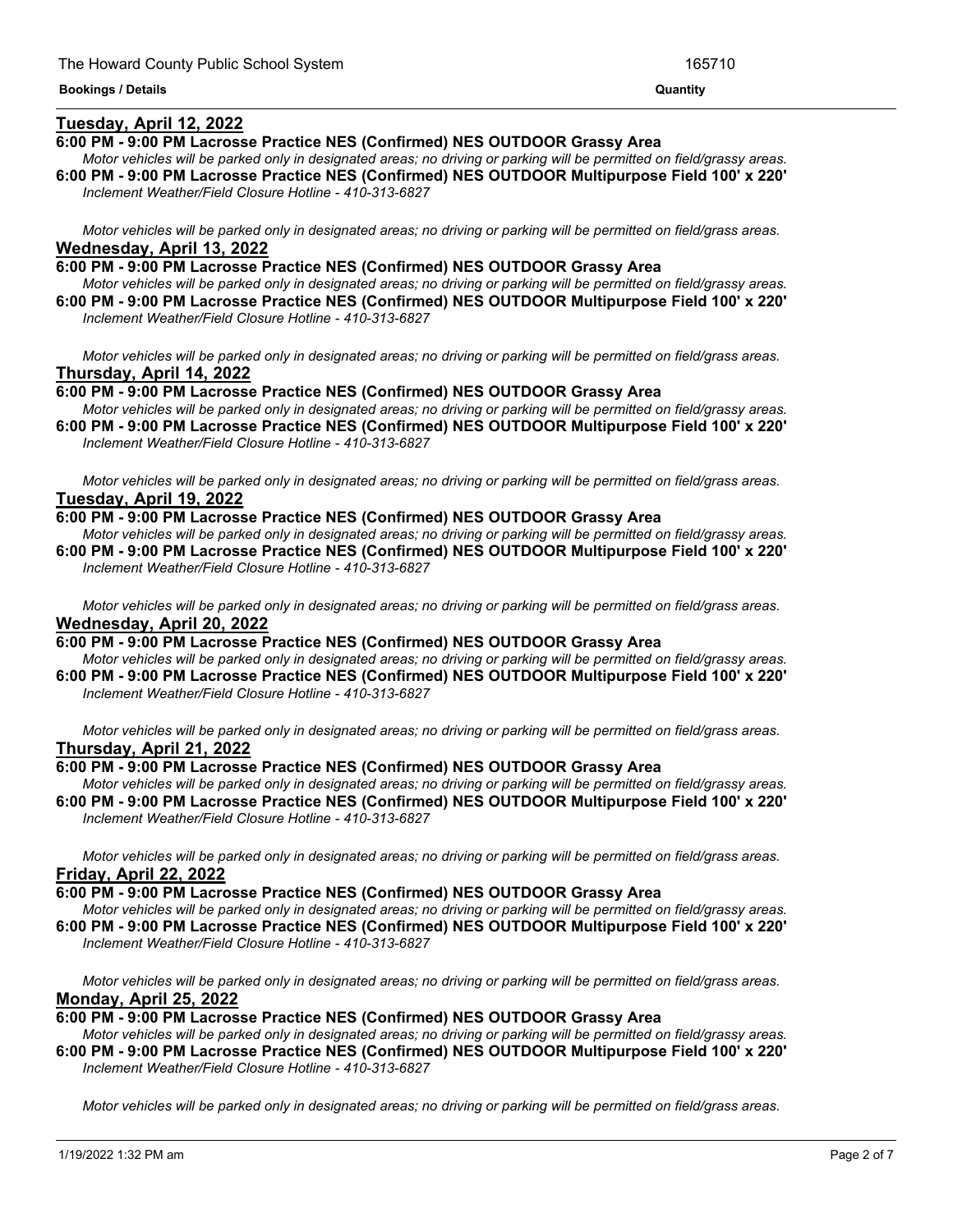**Bookings / Details** **Quantity**

**Tuesday, April 12, 2022**

**6:00 PM - 9:00 PM Lacrosse Practice NES (Confirmed) NES OUTDOOR Grassy Area**

*Motor vehicles will be parked only in designated areas; no driving or parking will be permitted on field/grassy areas.*

**6:00 PM - 9:00 PM Lacrosse Practice NES (Confirmed) NES OUTDOOR Multipurpose Field 100' x 220'**

*Inclement Weather/Field Closure Hotline - 410-313-6827*

*Motor vehicles will be parked only in designated areas; no driving or parking will be permitted on field/grass areas.*

**Wednesday, April 13, 2022**

**6:00 PM - 9:00 PM Lacrosse Practice NES (Confirmed) NES OUTDOOR Grassy Area**

*Motor vehicles will be parked only in designated areas; no driving or parking will be permitted on field/grassy areas.*

**6:00 PM - 9:00 PM Lacrosse Practice NES (Confirmed) NES OUTDOOR Multipurpose Field 100' x 220'**

*Inclement Weather/Field Closure Hotline - 410-313-6827*

*Motor vehicles will be parked only in designated areas; no driving or parking will be permitted on field/grass areas.*

**Thursday, April 14, 2022**

**6:00 PM - 9:00 PM Lacrosse Practice NES (Confirmed) NES OUTDOOR Grassy Area**

*Motor vehicles will be parked only in designated areas; no driving or parking will be permitted on field/grassy areas.*

**6:00 PM - 9:00 PM Lacrosse Practice NES (Confirmed) NES OUTDOOR Multipurpose Field 100' x 220'**

*Inclement Weather/Field Closure Hotline - 410-313-6827*

*Motor vehicles will be parked only in designated areas; no driving or parking will be permitted on field/grass areas.*

**Tuesday, April 19, 2022**

**6:00 PM - 9:00 PM Lacrosse Practice NES (Confirmed) NES OUTDOOR Grassy Area**

*Motor vehicles will be parked only in designated areas; no driving or parking will be permitted on field/grassy areas.*

**6:00 PM - 9:00 PM Lacrosse Practice NES (Confirmed) NES OUTDOOR Multipurpose Field 100' x 220'**

*Inclement Weather/Field Closure Hotline - 410-313-6827*

*Motor vehicles will be parked only in designated areas; no driving or parking will be permitted on field/grass areas.*

**Wednesday, April 20, 2022**

**6:00 PM - 9:00 PM Lacrosse Practice NES (Confirmed) NES OUTDOOR Grassy Area**

*Motor vehicles will be parked only in designated areas; no driving or parking will be permitted on field/grassy areas.*

**6:00 PM - 9:00 PM Lacrosse Practice NES (Confirmed) NES OUTDOOR Multipurpose Field 100' x 220'**

*Inclement Weather/Field Closure Hotline - 410-313-6827*

*Motor vehicles will be parked only in designated areas; no driving or parking will be permitted on field/grass areas.*

**Thursday, April 21, 2022**

**6:00 PM - 9:00 PM Lacrosse Practice NES (Confirmed) NES OUTDOOR Grassy Area**

*Motor vehicles will be parked only in designated areas; no driving or parking will be permitted on field/grassy areas.*

**6:00 PM - 9:00 PM Lacrosse Practice NES (Confirmed) NES OUTDOOR Multipurpose Field 100' x 220'**

*Inclement Weather/Field Closure Hotline - 410-313-6827*

*Motor vehicles will be parked only in designated areas; no driving or parking will be permitted on field/grass areas.*

**Friday, April 22, 2022**

**6:00 PM - 9:00 PM Lacrosse Practice NES (Confirmed) NES OUTDOOR Grassy Area**

*Motor vehicles will be parked only in designated areas; no driving or parking will be permitted on field/grassy areas.*

**6:00 PM - 9:00 PM Lacrosse Practice NES (Confirmed) NES OUTDOOR Multipurpose Field 100' x 220'**

*Inclement Weather/Field Closure Hotline - 410-313-6827*

*Motor vehicles will be parked only in designated areas; no driving or parking will be permitted on field/grass areas.*

**Monday, April 25, 2022**

**6:00 PM - 9:00 PM Lacrosse Practice NES (Confirmed) NES OUTDOOR Grassy Area**

*Motor vehicles will be parked only in designated areas; no driving or parking will be permitted on field/grassy areas.*

**6:00 PM - 9:00 PM Lacrosse Practice NES (Confirmed) NES OUTDOOR Multipurpose Field 100' x 220'**

*Inclement Weather/Field Closure Hotline - 410-313-6827*

*Motor vehicles will be parked only in designated areas; no driving or parking will be permitted on field/grass areas.*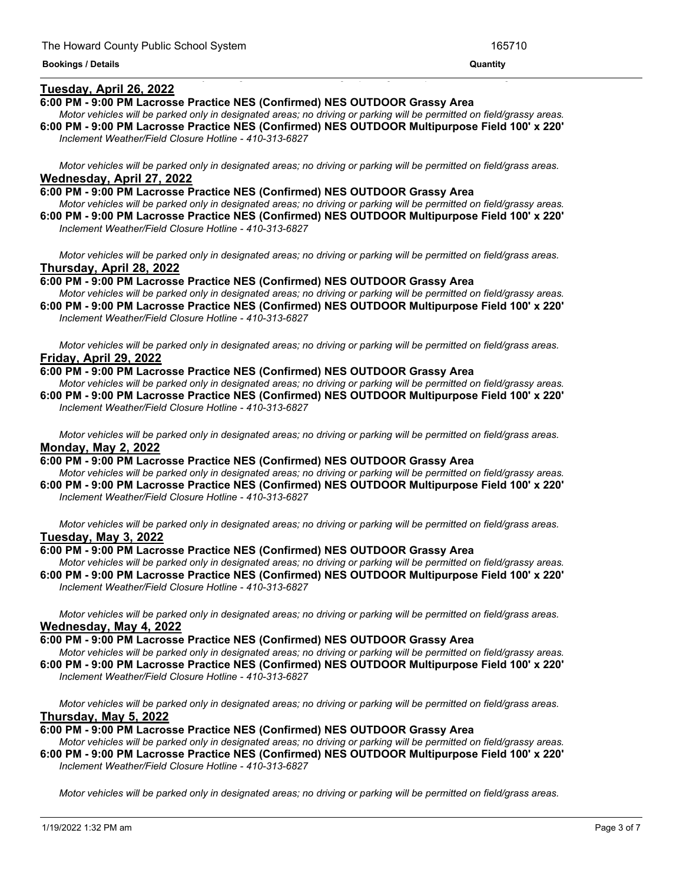**Tuesday, April 26, 2022**

**6:00 PM - 9:00 PM Lacrosse Practice NES (Confirmed) NES OUTDOOR Grassy Area**

*Motor vehicles will be parked only in designated areas; no driving or parking will be permitted on field/grassy areas.*

**6:00 PM - 9:00 PM Lacrosse Practice NES (Confirmed) NES OUTDOOR Multipurpose Field 100' x 220'**

*Inclement Weather/Field Closure Hotline - 410-313-6827*

*Motor vehicles will be parked only in designated areas; no driving or parking will be permitted on field/grass areas.*

**Wednesday, April 27, 2022**

**6:00 PM - 9:00 PM Lacrosse Practice NES (Confirmed) NES OUTDOOR Grassy Area**

*Motor vehicles will be parked only in designated areas; no driving or parking will be permitted on field/grassy areas.*

**6:00 PM - 9:00 PM Lacrosse Practice NES (Confirmed) NES OUTDOOR Multipurpose Field 100' x 220'**

*Inclement Weather/Field Closure Hotline - 410-313-6827*

*Motor vehicles will be parked only in designated areas; no driving or parking will be permitted on field/grass areas.*

**Thursday, April 28, 2022**

**6:00 PM - 9:00 PM Lacrosse Practice NES (Confirmed) NES OUTDOOR Grassy Area**

*Motor vehicles will be parked only in designated areas; no driving or parking will be permitted on field/grassy areas.*

**6:00 PM - 9:00 PM Lacrosse Practice NES (Confirmed) NES OUTDOOR Multipurpose Field 100' x 220'**

*Inclement Weather/Field Closure Hotline - 410-313-6827*

*Motor vehicles will be parked only in designated areas; no driving or parking will be permitted on field/grass areas.*

**Friday, April 29, 2022**

**6:00 PM - 9:00 PM Lacrosse Practice NES (Confirmed) NES OUTDOOR Grassy Area**

*Motor vehicles will be parked only in designated areas; no driving or parking will be permitted on field/grassy areas.*

**6:00 PM - 9:00 PM Lacrosse Practice NES (Confirmed) NES OUTDOOR Multipurpose Field 100' x 220'**

*Inclement Weather/Field Closure Hotline - 410-313-6827*

*Motor vehicles will be parked only in designated areas; no driving or parking will be permitted on field/grass areas.*

**Monday, May 2, 2022**

**6:00 PM - 9:00 PM Lacrosse Practice NES (Confirmed) NES OUTDOOR Grassy Area**

*Motor vehicles will be parked only in designated areas; no driving or parking will be permitted on field/grassy areas.*

**6:00 PM - 9:00 PM Lacrosse Practice NES (Confirmed) NES OUTDOOR Multipurpose Field 100' x 220'**

*Inclement Weather/Field Closure Hotline - 410-313-6827*

*Motor vehicles will be parked only in designated areas; no driving or parking will be permitted on field/grass areas.*

**Tuesday, May 3, 2022**

**6:00 PM - 9:00 PM Lacrosse Practice NES (Confirmed) NES OUTDOOR Grassy Area**

*Motor vehicles will be parked only in designated areas; no driving or parking will be permitted on field/grassy areas.*

**6:00 PM - 9:00 PM Lacrosse Practice NES (Confirmed) NES OUTDOOR Multipurpose Field 100' x 220'**

*Inclement Weather/Field Closure Hotline - 410-313-6827*

*Motor vehicles will be parked only in designated areas; no driving or parking will be permitted on field/grass areas.*

**Wednesday, May 4, 2022**

**6:00 PM - 9:00 PM Lacrosse Practice NES (Confirmed) NES OUTDOOR Grassy Area**

*Motor vehicles will be parked only in designated areas; no driving or parking will be permitted on field/grassy areas.*

**6:00 PM - 9:00 PM Lacrosse Practice NES (Confirmed) NES OUTDOOR Multipurpose Field 100' x 220'**

*Inclement Weather/Field Closure Hotline - 410-313-6827*

*Motor vehicles will be parked only in designated areas; no driving or parking will be permitted on field/grass areas.*

**Thursday, May 5, 2022**

**6:00 PM - 9:00 PM Lacrosse Practice NES (Confirmed) NES OUTDOOR Grassy Area**

*Motor vehicles will be parked only in designated areas; no driving or parking will be permitted on field/grassy areas.*

**6:00 PM - 9:00 PM Lacrosse Practice NES (Confirmed) NES OUTDOOR Multipurpose Field 100' x 220'**

*Inclement Weather/Field Closure Hotline - 410-313-6827*

*Motor vehicles will be parked only in designated areas; no driving or parking will be permitted on field/grass areas.*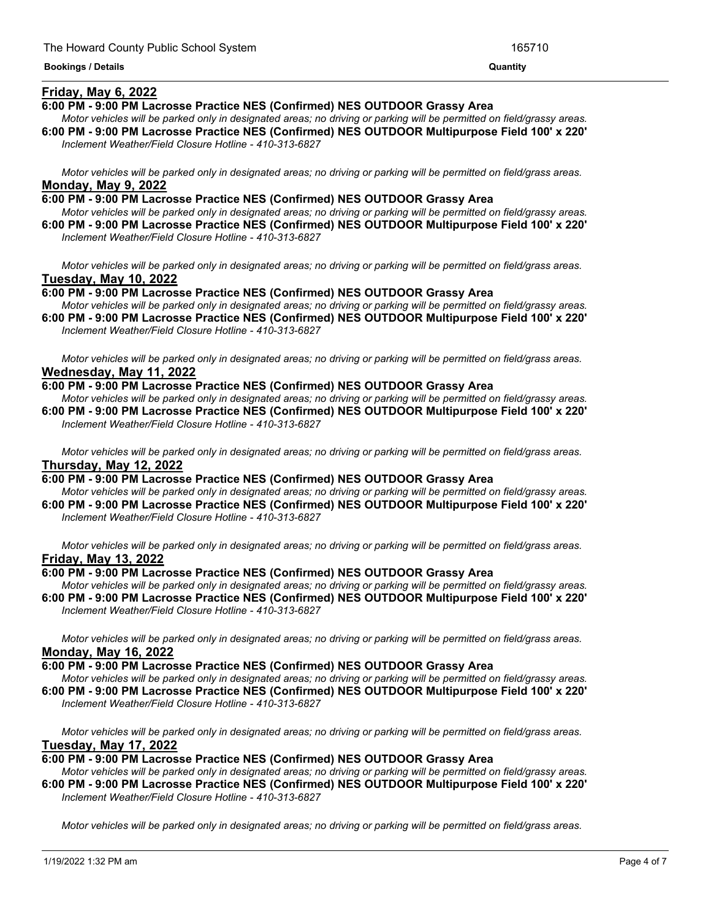**Bookings / Details** **Quantity**

**Friday, May 6, 2022**

**6:00 PM - 9:00 PM Lacrosse Practice NES (Confirmed) NES OUTDOOR Grassy Area**

*Motor vehicles will be parked only in designated areas; no driving or parking will be permitted on field/grassy areas.*

**6:00 PM - 9:00 PM Lacrosse Practice NES (Confirmed) NES OUTDOOR Multipurpose Field 100' x 220'**

*Inclement Weather/Field Closure Hotline - 410-313-6827*

*Motor vehicles will be parked only in designated areas; no driving or parking will be permitted on field/grass areas.*

**Monday, May 9, 2022**

**6:00 PM - 9:00 PM Lacrosse Practice NES (Confirmed) NES OUTDOOR Grassy Area**

*Motor vehicles will be parked only in designated areas; no driving or parking will be permitted on field/grassy areas.*

**6:00 PM - 9:00 PM Lacrosse Practice NES (Confirmed) NES OUTDOOR Multipurpose Field 100' x 220'**

*Inclement Weather/Field Closure Hotline - 410-313-6827*

*Motor vehicles will be parked only in designated areas; no driving or parking will be permitted on field/grass areas.*

**Tuesday, May 10, 2022**

**6:00 PM - 9:00 PM Lacrosse Practice NES (Confirmed) NES OUTDOOR Grassy Area**

*Motor vehicles will be parked only in designated areas; no driving or parking will be permitted on field/grassy areas.*

**6:00 PM - 9:00 PM Lacrosse Practice NES (Confirmed) NES OUTDOOR Multipurpose Field 100' x 220'**

*Inclement Weather/Field Closure Hotline - 410-313-6827*

*Motor vehicles will be parked only in designated areas; no driving or parking will be permitted on field/grass areas.*

**Wednesday, May 11, 2022**

**6:00 PM - 9:00 PM Lacrosse Practice NES (Confirmed) NES OUTDOOR Grassy Area**

*Motor vehicles will be parked only in designated areas; no driving or parking will be permitted on field/grassy areas.*

**6:00 PM - 9:00 PM Lacrosse Practice NES (Confirmed) NES OUTDOOR Multipurpose Field 100' x 220'**

*Inclement Weather/Field Closure Hotline - 410-313-6827*

*Motor vehicles will be parked only in designated areas; no driving or parking will be permitted on field/grass areas.*

**Thursday, May 12, 2022**

**6:00 PM - 9:00 PM Lacrosse Practice NES (Confirmed) NES OUTDOOR Grassy Area**

*Motor vehicles will be parked only in designated areas; no driving or parking will be permitted on field/grassy areas.*

**6:00 PM - 9:00 PM Lacrosse Practice NES (Confirmed) NES OUTDOOR Multipurpose Field 100' x 220'**

*Inclement Weather/Field Closure Hotline - 410-313-6827*

*Motor vehicles will be parked only in designated areas; no driving or parking will be permitted on field/grass areas.*

**Friday, May 13, 2022**

**6:00 PM - 9:00 PM Lacrosse Practice NES (Confirmed) NES OUTDOOR Grassy Area**

*Motor vehicles will be parked only in designated areas; no driving or parking will be permitted on field/grassy areas.*

**6:00 PM - 9:00 PM Lacrosse Practice NES (Confirmed) NES OUTDOOR Multipurpose Field 100' x 220'**

*Inclement Weather/Field Closure Hotline - 410-313-6827*

*Motor vehicles will be parked only in designated areas; no driving or parking will be permitted on field/grass areas.*

**Monday, May 16, 2022**

**6:00 PM - 9:00 PM Lacrosse Practice NES (Confirmed) NES OUTDOOR Grassy Area**

*Motor vehicles will be parked only in designated areas; no driving or parking will be permitted on field/grassy areas.*

**6:00 PM - 9:00 PM Lacrosse Practice NES (Confirmed) NES OUTDOOR Multipurpose Field 100' x 220'**

*Inclement Weather/Field Closure Hotline - 410-313-6827*

*Motor vehicles will be parked only in designated areas; no driving or parking will be permitted on field/grass areas.*

**Tuesday, May 17, 2022**

**6:00 PM - 9:00 PM Lacrosse Practice NES (Confirmed) NES OUTDOOR Grassy Area**

*Motor vehicles will be parked only in designated areas; no driving or parking will be permitted on field/grassy areas.*

**6:00 PM - 9:00 PM Lacrosse Practice NES (Confirmed) NES OUTDOOR Multipurpose Field 100' x 220'**

*Inclement Weather/Field Closure Hotline - 410-313-6827*

*Motor vehicles will be parked only in designated areas; no driving or parking will be permitted on field/grass areas.*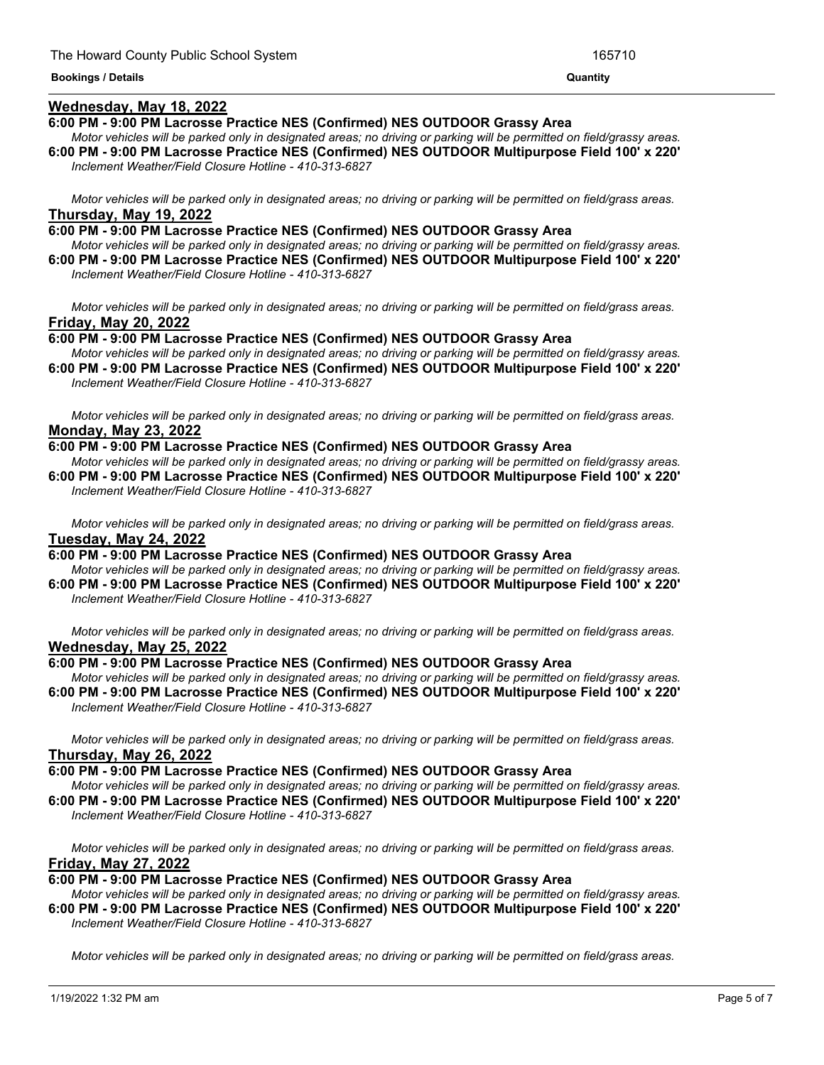**Bookings / Details** **Quantity**

**Wednesday, May 18, 2022**

**6:00 PM - 9:00 PM Lacrosse Practice NES (Confirmed) NES OUTDOOR Grassy Area**

*Motor vehicles will be parked only in designated areas; no driving or parking will be permitted on field/grassy areas.*

**6:00 PM - 9:00 PM Lacrosse Practice NES (Confirmed) NES OUTDOOR Multipurpose Field 100' x 220'**

*Inclement Weather/Field Closure Hotline - 410-313-6827*

*Motor vehicles will be parked only in designated areas; no driving or parking will be permitted on field/grass areas.*

**Thursday, May 19, 2022**

**6:00 PM - 9:00 PM Lacrosse Practice NES (Confirmed) NES OUTDOOR Grassy Area**

*Motor vehicles will be parked only in designated areas; no driving or parking will be permitted on field/grassy areas.*

**6:00 PM - 9:00 PM Lacrosse Practice NES (Confirmed) NES OUTDOOR Multipurpose Field 100' x 220'**

*Inclement Weather/Field Closure Hotline - 410-313-6827*

*Motor vehicles will be parked only in designated areas; no driving or parking will be permitted on field/grass areas.*

**Friday, May 20, 2022**

**6:00 PM - 9:00 PM Lacrosse Practice NES (Confirmed) NES OUTDOOR Grassy Area**

*Motor vehicles will be parked only in designated areas; no driving or parking will be permitted on field/grassy areas.*

**6:00 PM - 9:00 PM Lacrosse Practice NES (Confirmed) NES OUTDOOR Multipurpose Field 100' x 220'**

*Inclement Weather/Field Closure Hotline - 410-313-6827*

*Motor vehicles will be parked only in designated areas; no driving or parking will be permitted on field/grass areas.*

**Monday, May 23, 2022**

**6:00 PM - 9:00 PM Lacrosse Practice NES (Confirmed) NES OUTDOOR Grassy Area**

*Motor vehicles will be parked only in designated areas; no driving or parking will be permitted on field/grassy areas.*

**6:00 PM - 9:00 PM Lacrosse Practice NES (Confirmed) NES OUTDOOR Multipurpose Field 100' x 220'**

*Inclement Weather/Field Closure Hotline - 410-313-6827*

*Motor vehicles will be parked only in designated areas; no driving or parking will be permitted on field/grass areas.*

**Tuesday, May 24, 2022**

**6:00 PM - 9:00 PM Lacrosse Practice NES (Confirmed) NES OUTDOOR Grassy Area**

*Motor vehicles will be parked only in designated areas; no driving or parking will be permitted on field/grassy areas.*

**6:00 PM - 9:00 PM Lacrosse Practice NES (Confirmed) NES OUTDOOR Multipurpose Field 100' x 220'**

*Inclement Weather/Field Closure Hotline - 410-313-6827*

*Motor vehicles will be parked only in designated areas; no driving or parking will be permitted on field/grass areas.*

**Wednesday, May 25, 2022**

**6:00 PM - 9:00 PM Lacrosse Practice NES (Confirmed) NES OUTDOOR Grassy Area**

*Motor vehicles will be parked only in designated areas; no driving or parking will be permitted on field/grassy areas.*

**6:00 PM - 9:00 PM Lacrosse Practice NES (Confirmed) NES OUTDOOR Multipurpose Field 100' x 220'**

*Inclement Weather/Field Closure Hotline - 410-313-6827*

*Motor vehicles will be parked only in designated areas; no driving or parking will be permitted on field/grass areas.*

**Thursday, May 26, 2022**

**6:00 PM - 9:00 PM Lacrosse Practice NES (Confirmed) NES OUTDOOR Grassy Area**

*Motor vehicles will be parked only in designated areas; no driving or parking will be permitted on field/grassy areas.*

**6:00 PM - 9:00 PM Lacrosse Practice NES (Confirmed) NES OUTDOOR Multipurpose Field 100' x 220'**

*Inclement Weather/Field Closure Hotline - 410-313-6827*

*Motor vehicles will be parked only in designated areas; no driving or parking will be permitted on field/grass areas.*

**Friday, May 27, 2022**

**6:00 PM - 9:00 PM Lacrosse Practice NES (Confirmed) NES OUTDOOR Grassy Area**

*Motor vehicles will be parked only in designated areas; no driving or parking will be permitted on field/grassy areas.*

**6:00 PM - 9:00 PM Lacrosse Practice NES (Confirmed) NES OUTDOOR Multipurpose Field 100' x 220'**

*Inclement Weather/Field Closure Hotline - 410-313-6827*

*Motor vehicles will be parked only in designated areas; no driving or parking will be permitted on field/grass areas.*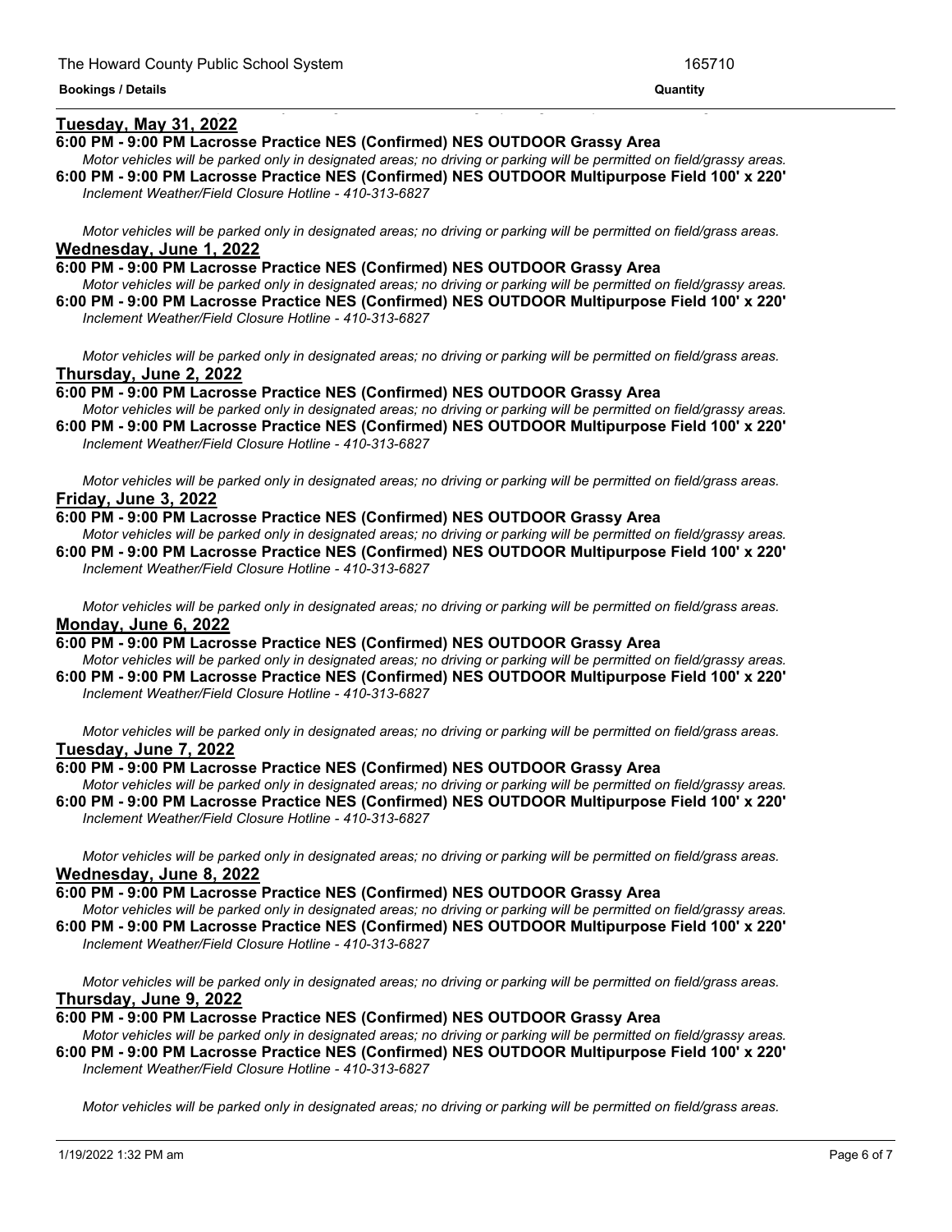**Bookings / Details** | **Quantity**

**Tuesday, May 31, 2022**

**6:00 PM - 9:00 PM Lacrosse Practice NES (Confirmed) NES OUTDOOR Grassy Area**

*Motor vehicles will be parked only in designated areas; no driving or parking will be permitted on field/grassy areas.*

**6:00 PM - 9:00 PM Lacrosse Practice NES (Confirmed) NES OUTDOOR Multipurpose Field 100' x 220'**

*Inclement Weather/Field Closure Hotline - 410-313-6827*

*Motor vehicles will be parked only in designated areas; no driving or parking will be permitted on field/grass areas.*

**Wednesday, June 1, 2022**

**6:00 PM - 9:00 PM Lacrosse Practice NES (Confirmed) NES OUTDOOR Grassy Area**

*Motor vehicles will be parked only in designated areas; no driving or parking will be permitted on field/grassy areas.*

**6:00 PM - 9:00 PM Lacrosse Practice NES (Confirmed) NES OUTDOOR Multipurpose Field 100' x 220'**

*Inclement Weather/Field Closure Hotline - 410-313-6827*

*Motor vehicles will be parked only in designated areas; no driving or parking will be permitted on field/grass areas.*

**Thursday, June 2, 2022**

**6:00 PM - 9:00 PM Lacrosse Practice NES (Confirmed) NES OUTDOOR Grassy Area**

*Motor vehicles will be parked only in designated areas; no driving or parking will be permitted on field/grassy areas.*

**6:00 PM - 9:00 PM Lacrosse Practice NES (Confirmed) NES OUTDOOR Multipurpose Field 100' x 220'**

*Inclement Weather/Field Closure Hotline - 410-313-6827*

*Motor vehicles will be parked only in designated areas; no driving or parking will be permitted on field/grass areas.*

**Friday, June 3, 2022**

**6:00 PM - 9:00 PM Lacrosse Practice NES (Confirmed) NES OUTDOOR Grassy Area**

*Motor vehicles will be parked only in designated areas; no driving or parking will be permitted on field/grassy areas.*

**6:00 PM - 9:00 PM Lacrosse Practice NES (Confirmed) NES OUTDOOR Multipurpose Field 100' x 220'**

*Inclement Weather/Field Closure Hotline - 410-313-6827*

*Motor vehicles will be parked only in designated areas; no driving or parking will be permitted on field/grass areas.*

**Monday, June 6, 2022**

**6:00 PM - 9:00 PM Lacrosse Practice NES (Confirmed) NES OUTDOOR Grassy Area**

*Motor vehicles will be parked only in designated areas; no driving or parking will be permitted on field/grassy areas.*

**6:00 PM - 9:00 PM Lacrosse Practice NES (Confirmed) NES OUTDOOR Multipurpose Field 100' x 220'**

*Inclement Weather/Field Closure Hotline - 410-313-6827*

*Motor vehicles will be parked only in designated areas; no driving or parking will be permitted on field/grass areas.*

**Tuesday, June 7, 2022**

**6:00 PM - 9:00 PM Lacrosse Practice NES (Confirmed) NES OUTDOOR Grassy Area**

*Motor vehicles will be parked only in designated areas; no driving or parking will be permitted on field/grassy areas.*

**6:00 PM - 9:00 PM Lacrosse Practice NES (Confirmed) NES OUTDOOR Multipurpose Field 100' x 220'**

*Inclement Weather/Field Closure Hotline - 410-313-6827*

*Motor vehicles will be parked only in designated areas; no driving or parking will be permitted on field/grass areas.*

**Wednesday, June 8, 2022**

**6:00 PM - 9:00 PM Lacrosse Practice NES (Confirmed) NES OUTDOOR Grassy Area**

*Motor vehicles will be parked only in designated areas; no driving or parking will be permitted on field/grassy areas.*

**6:00 PM - 9:00 PM Lacrosse Practice NES (Confirmed) NES OUTDOOR Multipurpose Field 100' x 220'**

*Inclement Weather/Field Closure Hotline - 410-313-6827*

*Motor vehicles will be parked only in designated areas; no driving or parking will be permitted on field/grass areas.*

**Thursday, June 9, 2022**

**6:00 PM - 9:00 PM Lacrosse Practice NES (Confirmed) NES OUTDOOR Grassy Area**

*Motor vehicles will be parked only in designated areas; no driving or parking will be permitted on field/grassy areas.*

**6:00 PM - 9:00 PM Lacrosse Practice NES (Confirmed) NES OUTDOOR Multipurpose Field 100' x 220'**

*Inclement Weather/Field Closure Hotline - 410-313-6827*

*Motor vehicles will be parked only in designated areas; no driving or parking will be permitted on field/grass areas.*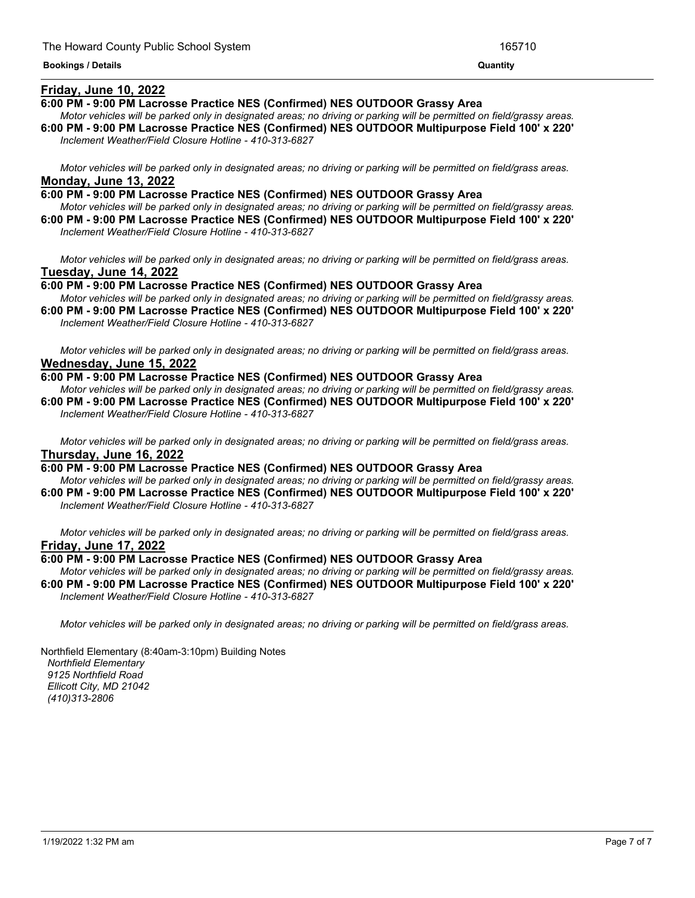**Bookings / Details** | **Quantity**

**Friday, June 10, 2022**

**6:00 PM - 9:00 PM Lacrosse Practice NES (Confirmed) NES OUTDOOR Grassy Area**
*Motor vehicles will be parked only in designated areas; no driving or parking will be permitted on field/grassy areas.*
**6:00 PM - 9:00 PM Lacrosse Practice NES (Confirmed) NES OUTDOOR Multipurpose Field 100' x 220'**
*Inclement Weather/Field Closure Hotline - 410-313-6827*

*Motor vehicles will be parked only in designated areas; no driving or parking will be permitted on field/grass areas.*

**Monday, June 13, 2022**

**6:00 PM - 9:00 PM Lacrosse Practice NES (Confirmed) NES OUTDOOR Grassy Area**
*Motor vehicles will be parked only in designated areas; no driving or parking will be permitted on field/grassy areas.*
**6:00 PM - 9:00 PM Lacrosse Practice NES (Confirmed) NES OUTDOOR Multipurpose Field 100' x 220'**
*Inclement Weather/Field Closure Hotline - 410-313-6827*

*Motor vehicles will be parked only in designated areas; no driving or parking will be permitted on field/grass areas.*

**Tuesday, June 14, 2022**

**6:00 PM - 9:00 PM Lacrosse Practice NES (Confirmed) NES OUTDOOR Grassy Area**
*Motor vehicles will be parked only in designated areas; no driving or parking will be permitted on field/grassy areas.*
**6:00 PM - 9:00 PM Lacrosse Practice NES (Confirmed) NES OUTDOOR Multipurpose Field 100' x 220'**
*Inclement Weather/Field Closure Hotline - 410-313-6827*

*Motor vehicles will be parked only in designated areas; no driving or parking will be permitted on field/grass areas.*

**Wednesday, June 15, 2022**

**6:00 PM - 9:00 PM Lacrosse Practice NES (Confirmed) NES OUTDOOR Grassy Area**
*Motor vehicles will be parked only in designated areas; no driving or parking will be permitted on field/grassy areas.*
**6:00 PM - 9:00 PM Lacrosse Practice NES (Confirmed) NES OUTDOOR Multipurpose Field 100' x 220'**
*Inclement Weather/Field Closure Hotline - 410-313-6827*

*Motor vehicles will be parked only in designated areas; no driving or parking will be permitted on field/grass areas.*

**Thursday, June 16, 2022**

**6:00 PM - 9:00 PM Lacrosse Practice NES (Confirmed) NES OUTDOOR Grassy Area**
*Motor vehicles will be parked only in designated areas; no driving or parking will be permitted on field/grassy areas.*
**6:00 PM - 9:00 PM Lacrosse Practice NES (Confirmed) NES OUTDOOR Multipurpose Field 100' x 220'**
*Inclement Weather/Field Closure Hotline - 410-313-6827*

*Motor vehicles will be parked only in designated areas; no driving or parking will be permitted on field/grass areas.*

**Friday, June 17, 2022**

**6:00 PM - 9:00 PM Lacrosse Practice NES (Confirmed) NES OUTDOOR Grassy Area**
*Motor vehicles will be parked only in designated areas; no driving or parking will be permitted on field/grassy areas.*
**6:00 PM - 9:00 PM Lacrosse Practice NES (Confirmed) NES OUTDOOR Multipurpose Field 100' x 220'**
*Inclement Weather/Field Closure Hotline - 410-313-6827*

*Motor vehicles will be parked only in designated areas; no driving or parking will be permitted on field/grass areas.*

Northfield Elementary (8:40am-3:10pm) Building Notes
*Northfield Elementary*
*9125 Northfield Road*
*Ellicott City, MD 21042*
*(410)313-2806*